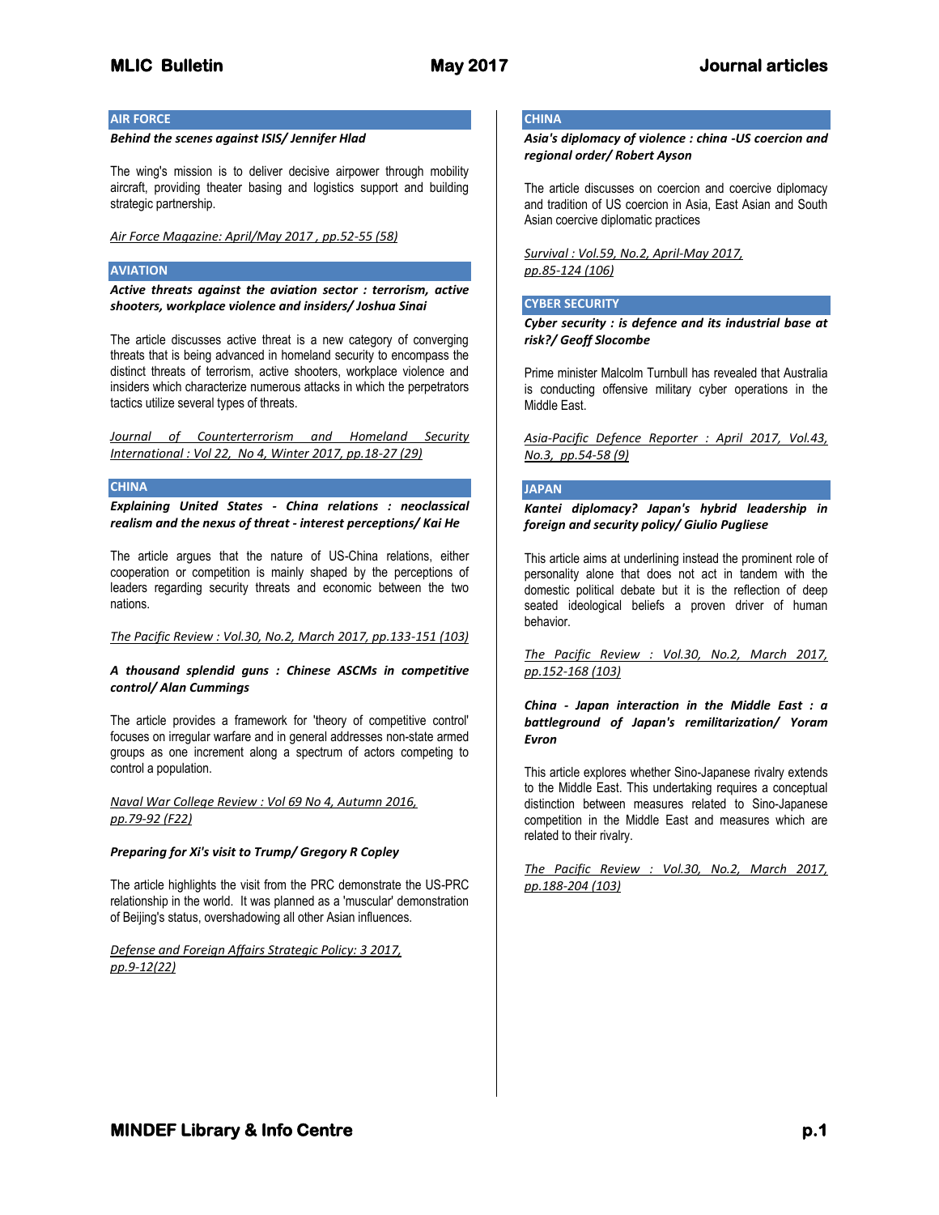## AIR FORCE

***Behind the scenes against ISIS/ Jennifer Hlad***

The wing's mission is to deliver decisive airpower through mobility aircraft, providing theater basing and logistics support and building strategic partnership.

*Air Force Magazine: April/May 2017 , pp.52-55 (58)*

## AVIATION

***Active threats against the aviation sector : terrorism, active shooters, workplace violence and insiders/ Joshua Sinai***

The article discusses active threat is a new category of converging threats that is being advanced in homeland security to encompass the distinct threats of terrorism, active shooters, workplace violence and insiders which characterize numerous attacks in which the perpetrators tactics utilize several types of threats.

*Journal of Counterterrorism and Homeland Security International : Vol 22, No 4, Winter 2017, pp.18-27 (29)*

## CHINA

***Explaining United States - China relations : neoclassical realism and the nexus of threat - interest perceptions/ Kai He***

The article argues that the nature of US-China relations, either cooperation or competition is mainly shaped by the perceptions of leaders regarding security threats and economic between the two nations.

*The Pacific Review : Vol.30, No.2, March 2017, pp.133-151 (103)*

***A thousand splendid guns : Chinese ASCMs in competitive control/ Alan Cummings***

The article provides a framework for 'theory of competitive control' focuses on irregular warfare and in general addresses non-state armed groups as one increment along a spectrum of actors competing to control a population.

*Naval War College Review : Vol 69 No 4, Autumn 2016, pp.79-92 (F22)*

***Preparing for Xi's visit to Trump/ Gregory R Copley***

The article highlights the visit from the PRC demonstrate the US-PRC relationship in the world. It was planned as a 'muscular' demonstration of Beijing's status, overshadowing all other Asian influences.

*Defense and Foreign Affairs Strategic Policy: 3 2017, pp.9-12(22)*

## CHINA

***Asia's diplomacy of violence : china -US coercion and regional order/ Robert Ayson***

The article discusses on coercion and coercive diplomacy and tradition of US coercion in Asia, East Asian and South Asian coercive diplomatic practices

*Survival : Vol.59, No.2, April-May 2017, pp.85-124 (106)*

## CYBER SECURITY

***Cyber security : is defence and its industrial base at risk?/ Geoff Slocombe***

Prime minister Malcolm Turnbull has revealed that Australia is conducting offensive military cyber operations in the Middle East.

*Asia-Pacific Defence Reporter : April 2017, Vol.43, No.3, pp.54-58 (9)*

## JAPAN

***Kantei diplomacy? Japan's hybrid leadership in foreign and security policy/ Giulio Pugliese***

This article aims at underlining instead the prominent role of personality alone that does not act in tandem with the domestic political debate but it is the reflection of deep seated ideological beliefs a proven driver of human behavior.

*The Pacific Review : Vol.30, No.2, March 2017, pp.152-168 (103)*

***China - Japan interaction in the Middle East : a battleground of Japan's remilitarization/ Yoram Evron***

This article explores whether Sino-Japanese rivalry extends to the Middle East. This undertaking requires a conceptual distinction between measures related to Sino-Japanese competition in the Middle East and measures which are related to their rivalry.

*The Pacific Review : Vol.30, No.2, March 2017, pp.188-204 (103)*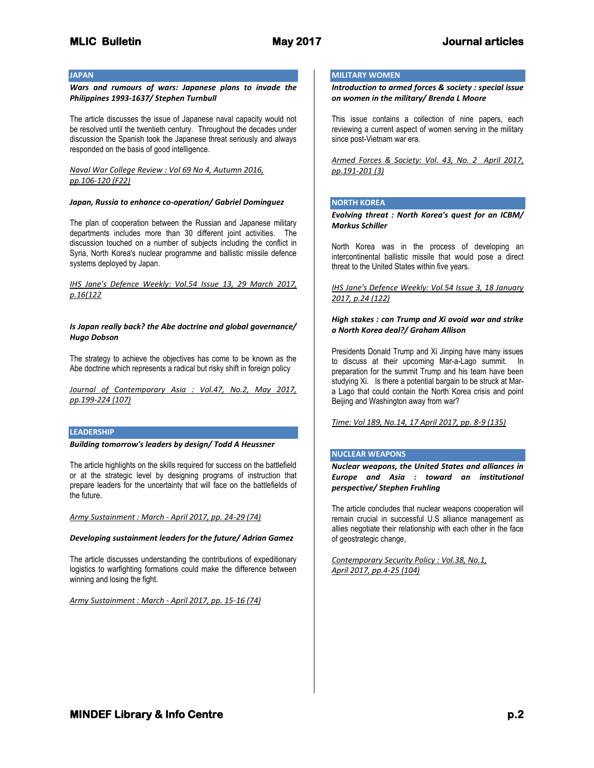## JAPAN

***Wars and rumours of wars: Japanese plans to invade the Philippines 1993-1637/ Stephen Turnbull***

The article discusses the issue of Japanese naval capacity would not be resolved until the twentieth century. Throughout the decades under discussion the Spanish took the Japanese threat seriously and always responded on the basis of good intelligence.

*Naval War College Review : Vol 69 No 4, Autumn 2016, pp.106-120 (F22)*

***Japan, Russia to enhance co-operation/ Gabriel Dominguez***

The plan of cooperation between the Russian and Japanese military departments includes more than 30 different joint activities. The discussion touched on a number of subjects including the conflict in Syria, North Korea's nuclear programme and ballistic missile defence systems deployed by Japan.

*IHS Jane's Defence Weekly: Vol.54 Issue 13, 29 March 2017, p.16(122*

***Is Japan really back? the Abe doctrine and global governance/ Hugo Dobson***

The strategy to achieve the objectives has come to be known as the Abe doctrine which represents a radical but risky shift in foreign policy

*Journal of Contemporary Asia : Vol.47, No.2, May 2017, pp.199-224 (107)*

## LEADERSHIP

***Building tomorrow's leaders by design/ Todd A Heussner***

The article highlights on the skills required for success on the battlefield or at the strategic level by designing programs of instruction that prepare leaders for the uncertainty that will face on the battlefields of the future.

*Army Sustainment : March - April 2017, pp. 24-29 (74)*

***Developing sustainment leaders for the future/ Adrian Gamez***

The article discusses understanding the contributions of expeditionary logistics to warfighting formations could make the difference between winning and losing the fight.

*Army Sustainment : March - April 2017, pp. 15-16 (74)*

## MILITARY WOMEN

***Introduction to armed forces & society : special issue on women in the military/ Brenda L Moore***

This issue contains a collection of nine papers, each reviewing a current aspect of women serving in the military since post-Vietnam war era.

*Armed Forces & Society: Vol. 43, No. 2 April 2017, pp.191-201 (3)*

## NORTH KOREA

***Evolving threat : North Korea's quest for an ICBM/ Markus Schiller***

North Korea was in the process of developing an intercontinental ballistic missile that would pose a direct threat to the United States within five years.

*IHS Jane's Defence Weekly: Vol.54 Issue 3, 18 January 2017, p.24 (122)*

***High stakes : can Trump and Xi avoid war and strike a North Korea deal?/ Graham Allison***

Presidents Donald Trump and Xi Jinping have many issues to discuss at their upcoming Mar-a-Lago summit. In preparation for the summit Trump and his team have been studying Xi. Is there a potential bargain to be struck at Mar-a Lago that could contain the North Korea crisis and point Beijing and Washington away from war?

*Time: Vol 189, No.14, 17 April 2017, pp. 8-9 (135)*

## NUCLEAR WEAPONS

***Nuclear weapons, the United States and alliances in Europe and Asia : toward an institutional perspective/ Stephen Fruhling***

The article concludes that nuclear weapons cooperation will remain crucial in successful U.S alliance management as allies negotiate their relationship with each other in the face of geostrategic change,

*Contemporary Security Policy : Vol.38, No.1, April 2017, pp.4-25 (104)*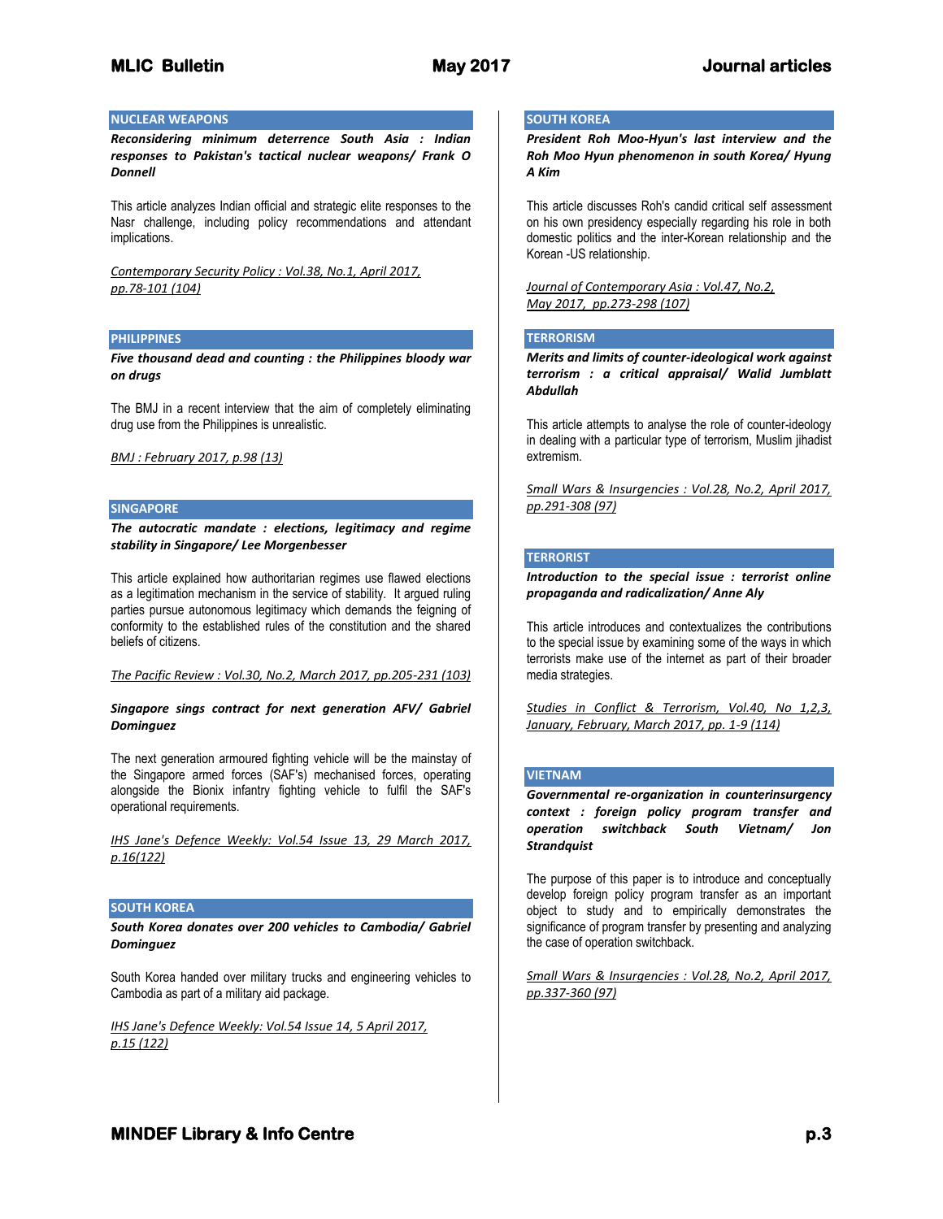## NUCLEAR WEAPONS

***Reconsidering minimum deterrence South Asia : Indian responses to Pakistan's tactical nuclear weapons/ Frank O Donnell***

This article analyzes Indian official and strategic elite responses to the Nasr challenge, including policy recommendations and attendant implications.

Contemporary Security Policy : Vol.38, No.1, April 2017, pp.78-101 (104)

## PHILIPPINES

***Five thousand dead and counting : the Philippines bloody war on drugs***

The BMJ in a recent interview that the aim of completely eliminating drug use from the Philippines is unrealistic.

BMJ : February 2017, p.98 (13)

## SINGAPORE

***The autocratic mandate : elections, legitimacy and regime stability in Singapore/ Lee Morgenbesser***

This article explained how authoritarian regimes use flawed elections as a legitimation mechanism in the service of stability. It argued ruling parties pursue autonomous legitimacy which demands the feigning of conformity to the established rules of the constitution and the shared beliefs of citizens.

The Pacific Review : Vol.30, No.2, March 2017, pp.205-231 (103)

***Singapore sings contract for next generation AFV/ Gabriel Dominguez***

The next generation armoured fighting vehicle will be the mainstay of the Singapore armed forces (SAF's) mechanised forces, operating alongside the Bionix infantry fighting vehicle to fulfil the SAF's operational requirements.

IHS Jane's Defence Weekly: Vol.54 Issue 13, 29 March 2017, p.16(122)

## SOUTH KOREA

***South Korea donates over 200 vehicles to Cambodia/ Gabriel Dominguez***

South Korea handed over military trucks and engineering vehicles to Cambodia as part of a military aid package.

IHS Jane's Defence Weekly: Vol.54 Issue 14, 5 April 2017, p.15 (122)

## SOUTH KOREA

***President Roh Moo-Hyun's last interview and the Roh Moo Hyun phenomenon in south Korea/ Hyung A Kim***

This article discusses Roh's candid critical self assessment on his own presidency especially regarding his role in both domestic politics and the inter-Korean relationship and the Korean -US relationship.

Journal of Contemporary Asia : Vol.47, No.2, May 2017, pp.273-298 (107)

## TERRORISM

***Merits and limits of counter-ideological work against terrorism : a critical appraisal/ Walid Jumblatt Abdullah***

This article attempts to analyse the role of counter-ideology in dealing with a particular type of terrorism, Muslim jihadist extremism.

Small Wars & Insurgencies : Vol.28, No.2, April 2017, pp.291-308 (97)

## TERRORIST

***Introduction to the special issue : terrorist online propaganda and radicalization/ Anne Aly***

This article introduces and contextualizes the contributions to the special issue by examining some of the ways in which terrorists make use of the internet as part of their broader media strategies.

Studies in Conflict & Terrorism, Vol.40, No 1,2,3, January, February, March 2017, pp. 1-9 (114)

## VIETNAM

***Governmental re-organization in counterinsurgency context : foreign policy program transfer and operation switchback South Vietnam/ Jon Strandquist***

The purpose of this paper is to introduce and conceptually develop foreign policy program transfer as an important object to study and to empirically demonstrates the significance of program transfer by presenting and analyzing the case of operation switchback.

Small Wars & Insurgencies : Vol.28, No.2, April 2017, pp.337-360 (97)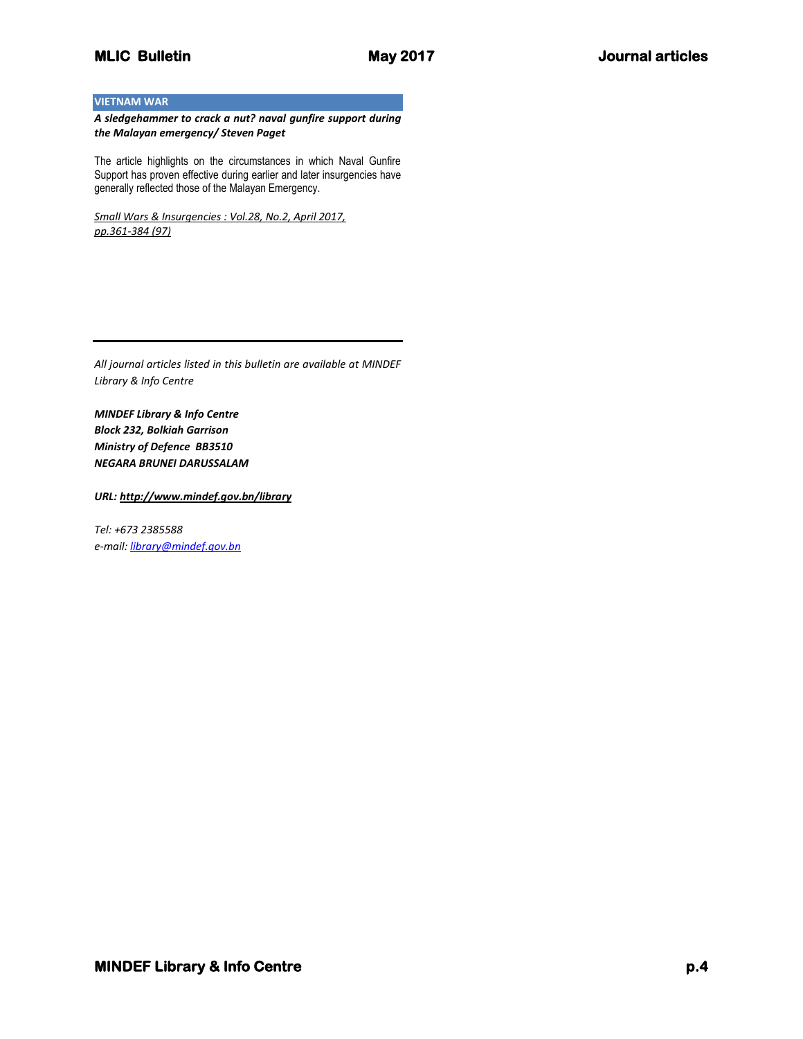## VIETNAM WAR

***A sledgehammer to crack a nut? naval gunfire support during the Malayan emergency/ Steven Paget***

The article highlights on the circumstances in which Naval Gunfire Support has proven effective during earlier and later insurgencies have generally reflected those of the Malayan Emergency.

*Small Wars & Insurgencies : Vol.28, No.2, April 2017, pp.361-384 (97)*

---

*All journal articles listed in this bulletin are available at MINDEF Library & Info Centre*

***MINDEF Library & Info Centre***
***Block 232, Bolkiah Garrison***
***Ministry of Defence BB3510***
***NEGARA BRUNEI DARUSSALAM***

***URL: http://www.mindef.gov.bn/library***

*Tel: +673 2385588*
*e-mail: library@mindef.gov.bn*